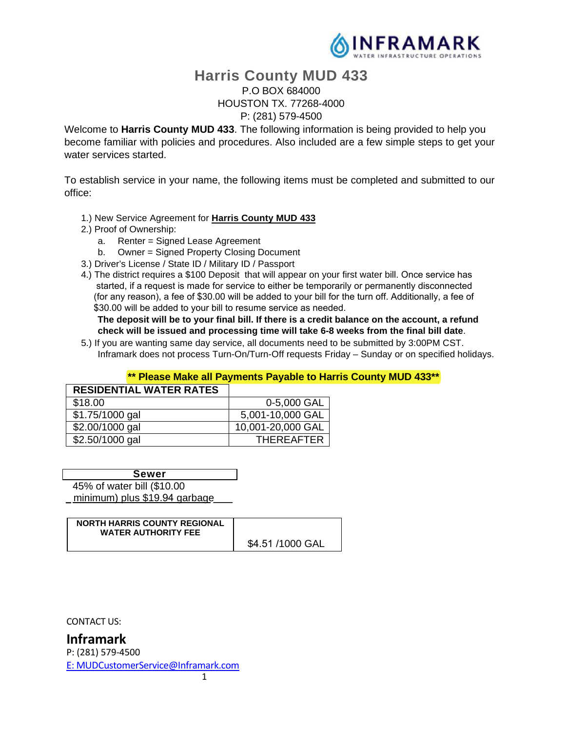INFRAMARK
WATER INFRASTRUCTURE OPERATIONS

# Harris County MUD 433

P.O BOX 684000
HOUSTON TX. 77268-4000
P: (281) 579-4500

Welcome to **Harris County MUD 433**. The following information is being provided to help you become familiar with policies and procedures. Also included are a few simple steps to get your water services started.

To establish service in your name, the following items must be completed and submitted to our office:

1.) New Service Agreement for **Harris County MUD 433**
2.) Proof of Ownership:
   a. Renter = Signed Lease Agreement
   b. Owner = Signed Property Closing Document
3.) Driver's License / State ID / Military ID / Passport
4.) The district requires a $100 Deposit that will appear on your first water bill. Once service has started, if a request is made for service to either be temporarily or permanently disconnected (for any reason), a fee of $30.00 will be added to your bill for the turn off. Additionally, a fee of $30.00 will be added to your bill to resume service as needed.
   **The deposit will be to your final bill. If there is a credit balance on the account, a refund check will be issued and processing time will take 6-8 weeks from the final bill date**.
5.) If you are wanting same day service, all documents need to be submitted by 3:00PM CST. Inframark does not process Turn-On/Turn-Off requests Friday – Sunday or on specified holidays.

**** Please Make all Payments Payable to Harris County MUD 433****

| RESIDENTIAL WATER RATES | |
|---|---|
| $18.00 | 0-5,000 GAL |
| $1.75/1000 gal | 5,001-10,000 GAL |
| $2.00/1000 gal | 10,001-20,000 GAL |
| $2.50/1000 gal | THEREAFTER |

| Sewer |
|---|
| 45% of water bill ($10.00 minimum) plus $19.94 garbage |

| NORTH HARRIS COUNTY REGIONAL WATER AUTHORITY FEE | $4.51 /1000 GAL |
|---|---|

CONTACT US:

**Inframark**
P: (281) 579-4500
E: MUDCustomerService@Inframark.com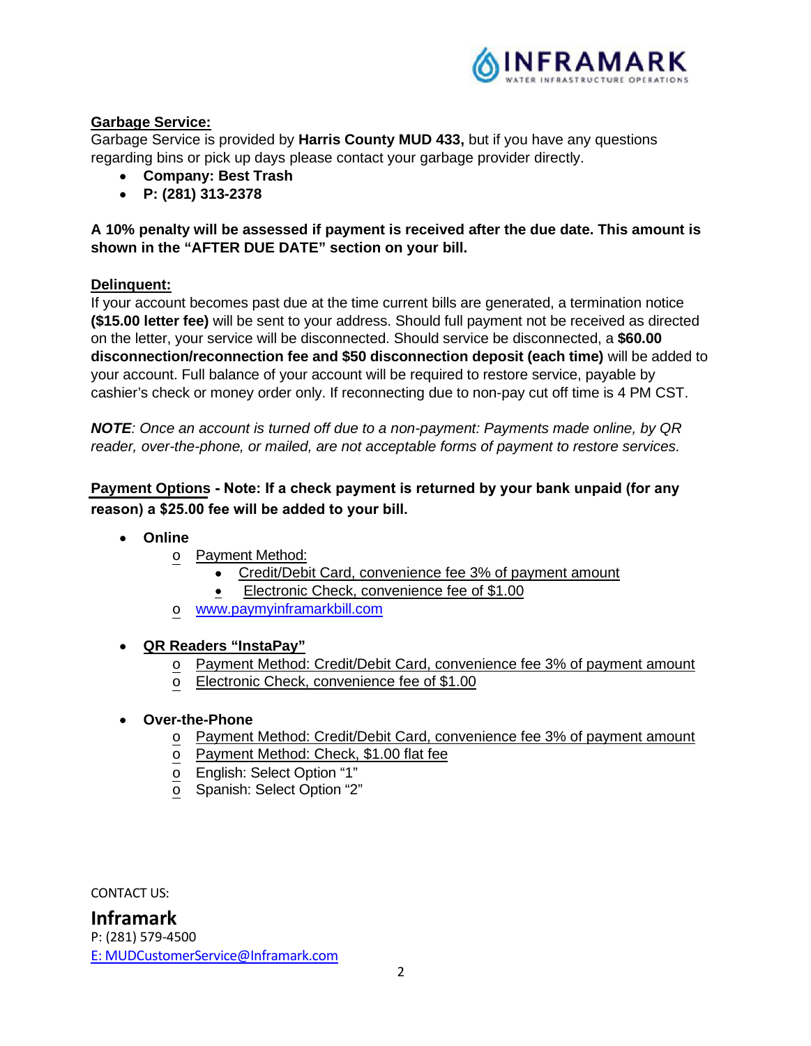**Garbage Service:**

Garbage Service is provided by **Harris County MUD 433,** but if you have any questions regarding bins or pick up days please contact your garbage provider directly.

- **Company: Best Trash**
- **P: (281) 313-2378**

**A 10% penalty will be assessed if payment is received after the due date. This amount is shown in the "AFTER DUE DATE" section on your bill.**

**Delinquent:**

If your account becomes past due at the time current bills are generated, a termination notice **($15.00 letter fee)** will be sent to your address. Should full payment not be received as directed on the letter, your service will be disconnected. Should service be disconnected, a **$60.00 disconnection/reconnection fee and $50 disconnection deposit (each time)** will be added to your account. Full balance of your account will be required to restore service, payable by cashier's check or money order only. If reconnecting due to non-pay cut off time is 4 PM CST.

***NOTE**: Once an account is turned off due to a non-payment: Payments made online, by QR reader, over-the-phone, or mailed, are not acceptable forms of payment to restore services.*

**Payment Options - Note: If a check payment is returned by your bank unpaid (for any reason) a $25.00 fee will be added to your bill.**

- **Online**
  - Payment Method:
    - Credit/Debit Card, convenience fee 3% of payment amount
    - Electronic Check, convenience fee of $1.00
  - www.paymyinframarkbill.com

- **QR Readers "InstaPay"**
  - Payment Method: Credit/Debit Card, convenience fee 3% of payment amount
  - Electronic Check, convenience fee of $1.00

- **Over-the-Phone**
  - Payment Method: Credit/Debit Card, convenience fee 3% of payment amount
  - Payment Method: Check, $1.00 flat fee
  - English: Select Option "1"
  - Spanish: Select Option "2"

CONTACT US:

**Inframark**

P: (281) 579-4500

E: MUDCustomerService@Inframark.com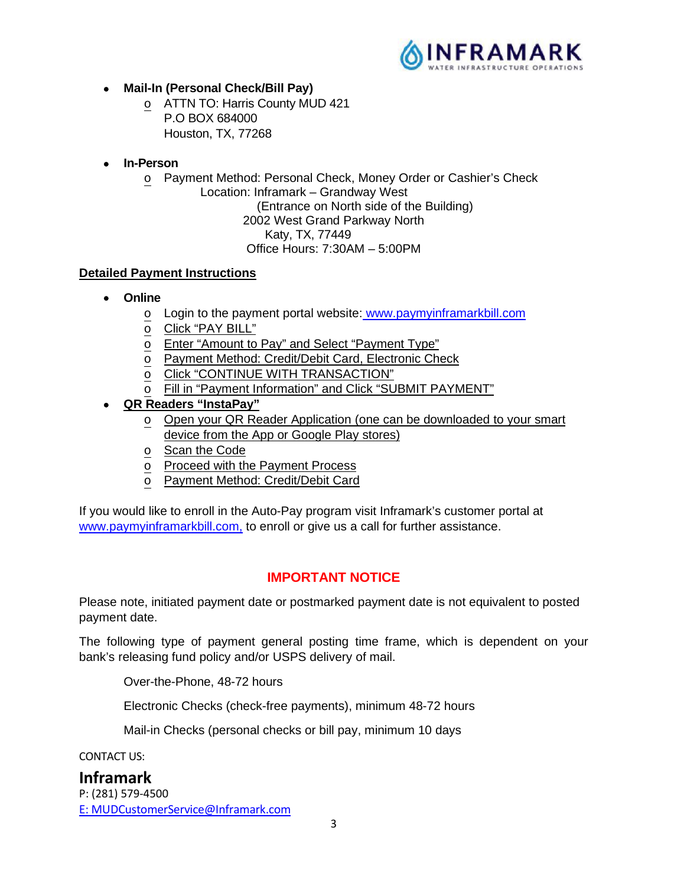- **Mail-In (Personal Check/Bill Pay)**
  - ATTN TO: Harris County MUD 421
    P.O BOX 684000
    Houston, TX, 77268

- **In-Person**
  - Payment Method: Personal Check, Money Order or Cashier's Check
    Location: Inframark – Grandway West
    (Entrance on North side of the Building)
    2002 West Grand Parkway North
    Katy, TX, 77449
    Office Hours: 7:30AM – 5:00PM

**Detailed Payment Instructions**

- **Online**
  - Login to the payment portal website: www.paymyinframarkbill.com
  - Click "PAY BILL"
  - Enter "Amount to Pay" and Select "Payment Type"
  - Payment Method: Credit/Debit Card, Electronic Check
  - Click "CONTINUE WITH TRANSACTION"
  - Fill in "Payment Information" and Click "SUBMIT PAYMENT"
- **QR Readers "InstaPay"**
  - Open your QR Reader Application (one can be downloaded to your smart device from the App or Google Play stores)
  - Scan the Code
  - Proceed with the Payment Process
  - Payment Method: Credit/Debit Card

If you would like to enroll in the Auto-Pay program visit Inframark's customer portal at www.paymyinframarkbill.com, to enroll or give us a call for further assistance.

## IMPORTANT NOTICE

Please note, initiated payment date or postmarked payment date is not equivalent to posted payment date.

The following type of payment general posting time frame, which is dependent on your bank's releasing fund policy and/or USPS delivery of mail.

Over-the-Phone, 48-72 hours

Electronic Checks (check-free payments), minimum 48-72 hours

Mail-in Checks (personal checks or bill pay, minimum 10 days

CONTACT US:

**Inframark**
P: (281) 579-4500
E: MUDCustomerService@Inframark.com